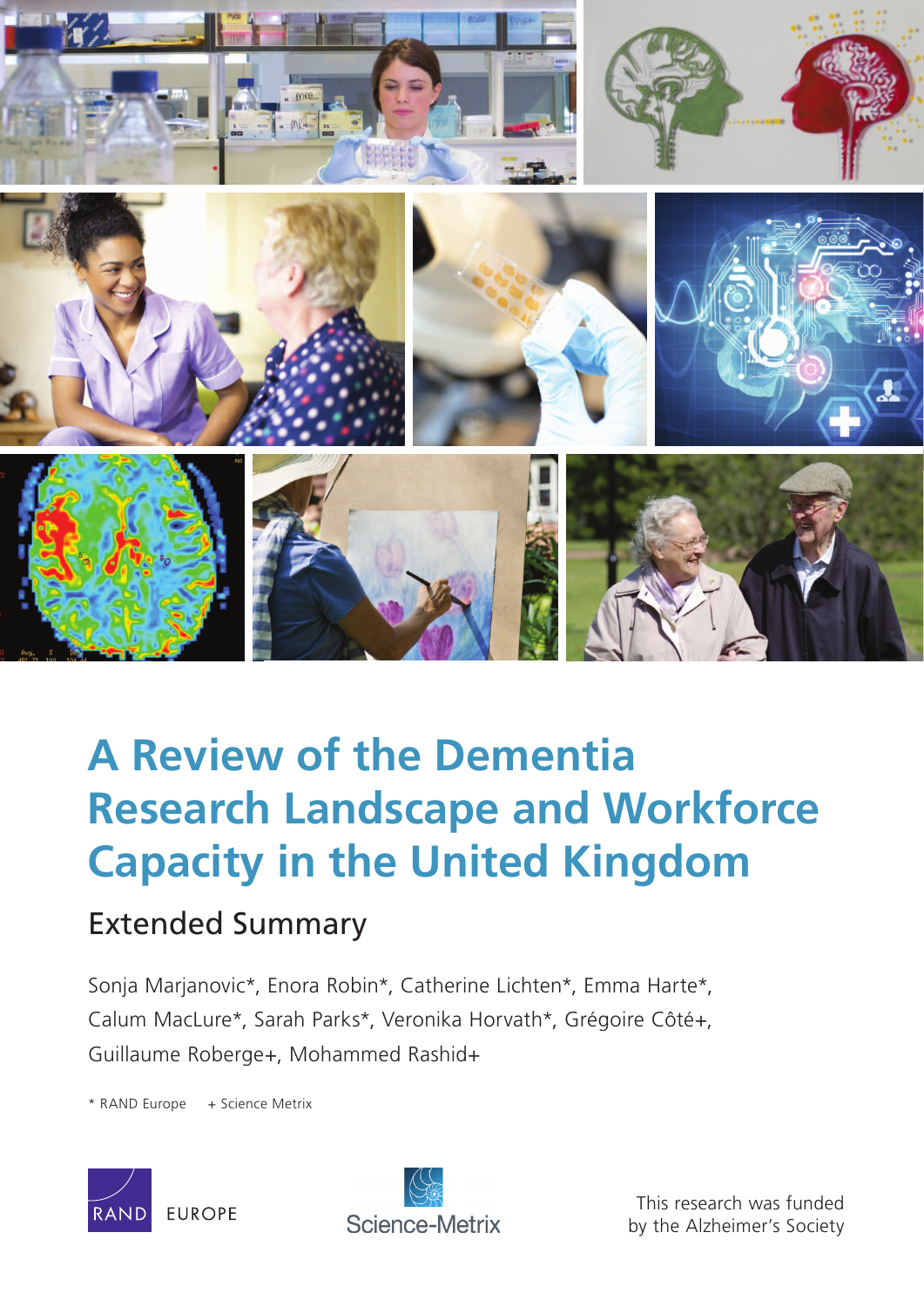# A Review of the Dementia Research Landscape and Workforce Capacity in the United Kingdom

## Extended Summary

Sonja Marjanovic*, Enora Robin*, Catherine Lichten*, Emma Harte*, Calum MacLure*, Sarah Parks*, Veronika Horvath*, Grégoire Côté+, Guillaume Roberge+, Mohammed Rashid+

\* RAND Europe  + Science Metrix

RAND EUROPE

Science-Metrix

This research was funded by the Alzheimer's Society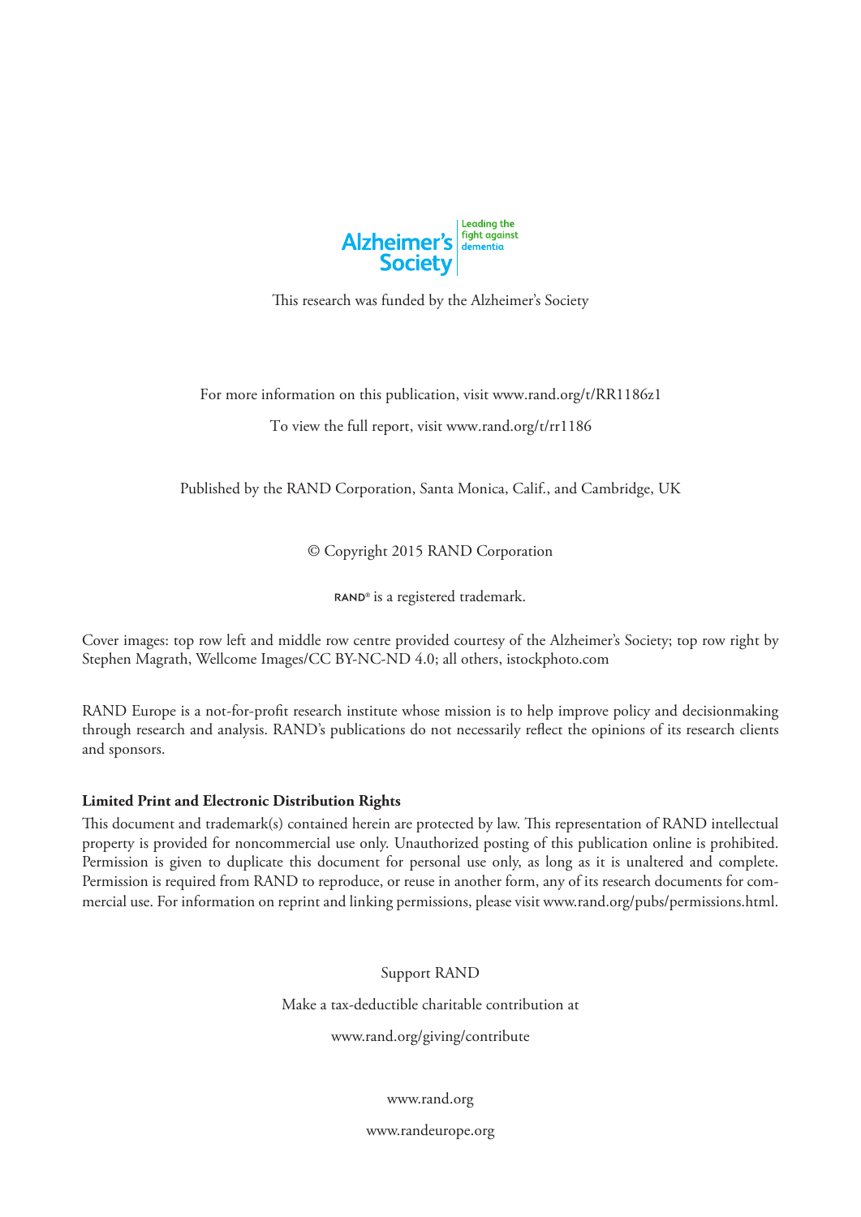Alzheimer's Society — Leading the fight against dementia

This research was funded by the Alzheimer's Society

For more information on this publication, visit www.rand.org/t/RR1186z1

To view the full report, visit www.rand.org/t/rr1186

Published by the RAND Corporation, Santa Monica, Calif., and Cambridge, UK

© Copyright 2015 RAND Corporation

RAND® is a registered trademark.

Cover images: top row left and middle row centre provided courtesy of the Alzheimer's Society; top row right by Stephen Magrath, Wellcome Images/CC BY-NC-ND 4.0; all others, istockphoto.com

RAND Europe is a not-for-profit research institute whose mission is to help improve policy and decisionmaking through research and analysis. RAND's publications do not necessarily reflect the opinions of its research clients and sponsors.

**Limited Print and Electronic Distribution Rights**

This document and trademark(s) contained herein are protected by law. This representation of RAND intellectual property is provided for noncommercial use only. Unauthorized posting of this publication online is prohibited. Permission is given to duplicate this document for personal use only, as long as it is unaltered and complete. Permission is required from RAND to reproduce, or reuse in another form, any of its research documents for commercial use. For information on reprint and linking permissions, please visit www.rand.org/pubs/permissions.html.

Support RAND

Make a tax-deductible charitable contribution at

www.rand.org/giving/contribute

www.rand.org

www.randeurope.org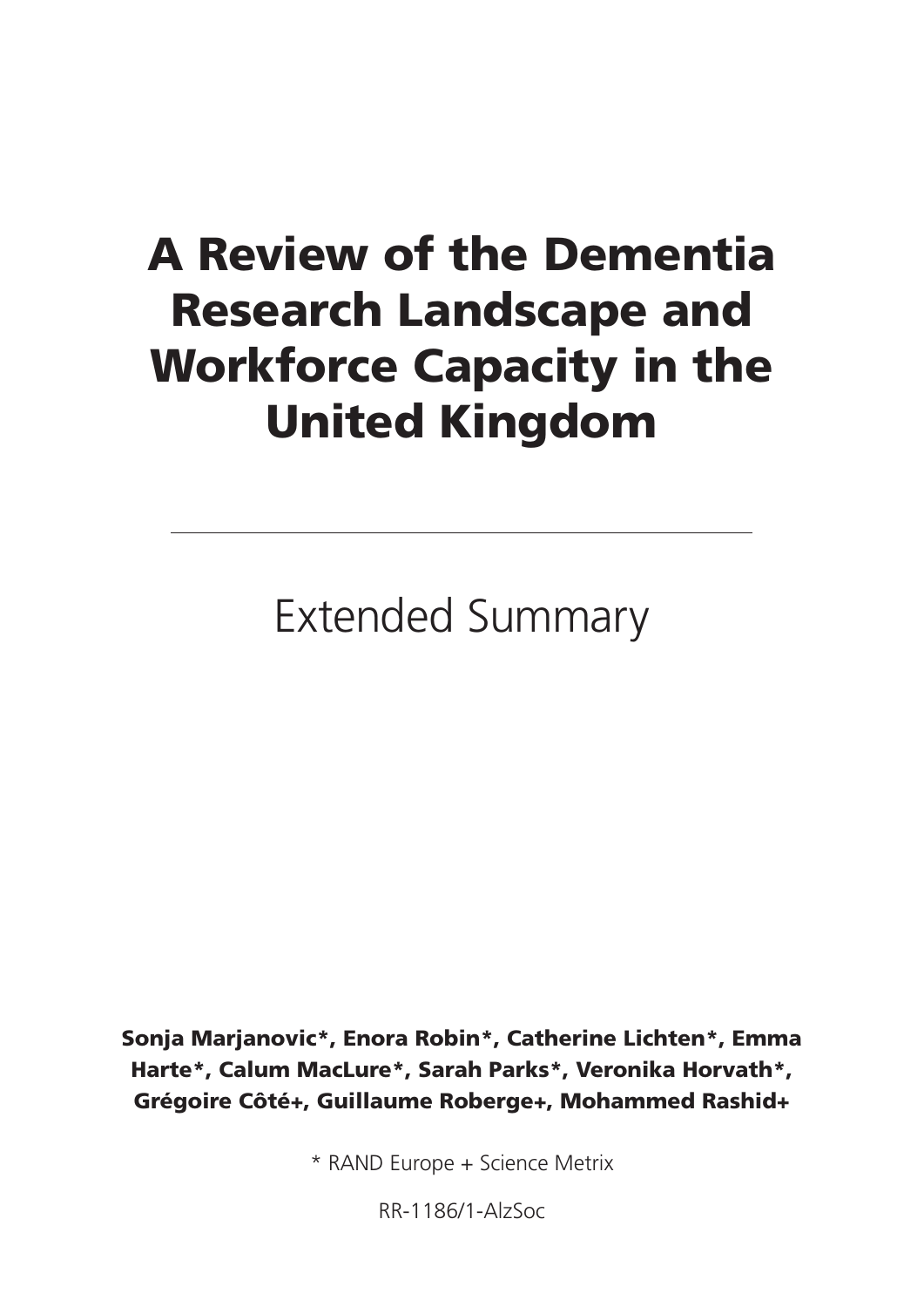# A Review of the Dementia Research Landscape and Workforce Capacity in the United Kingdom

---

Extended Summary

**Sonja Marjanovic*, Enora Robin*, Catherine Lichten*, Emma Harte*, Calum MacLure*, Sarah Parks*, Veronika Horvath*, Grégoire Côté+, Guillaume Roberge+, Mohammed Rashid+**

* RAND Europe + Science Metrix

RR-1186/1-AlzSoc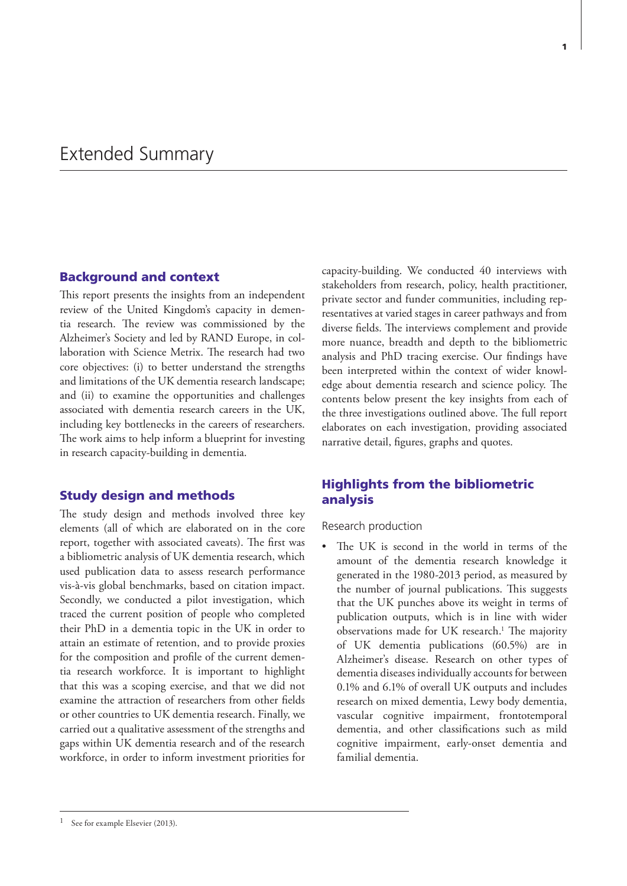# Extended Summary

## Background and context

This report presents the insights from an independent review of the United Kingdom's capacity in dementia research. The review was commissioned by the Alzheimer's Society and led by RAND Europe, in collaboration with Science Metrix. The research had two core objectives: (i) to better understand the strengths and limitations of the UK dementia research landscape; and (ii) to examine the opportunities and challenges associated with dementia research careers in the UK, including key bottlenecks in the careers of researchers. The work aims to help inform a blueprint for investing in research capacity-building in dementia.

## Study design and methods

The study design and methods involved three key elements (all of which are elaborated on in the core report, together with associated caveats). The first was a bibliometric analysis of UK dementia research, which used publication data to assess research performance vis-à-vis global benchmarks, based on citation impact. Secondly, we conducted a pilot investigation, which traced the current position of people who completed their PhD in a dementia topic in the UK in order to attain an estimate of retention, and to provide proxies for the composition and profile of the current dementia research workforce. It is important to highlight that this was a scoping exercise, and that we did not examine the attraction of researchers from other fields or other countries to UK dementia research. Finally, we carried out a qualitative assessment of the strengths and gaps within UK dementia research and of the research workforce, in order to inform investment priorities for capacity-building. We conducted 40 interviews with stakeholders from research, policy, health practitioner, private sector and funder communities, including representatives at varied stages in career pathways and from diverse fields. The interviews complement and provide more nuance, breadth and depth to the bibliometric analysis and PhD tracing exercise. Our findings have been interpreted within the context of wider knowledge about dementia research and science policy. The contents below present the key insights from each of the three investigations outlined above. The full report elaborates on each investigation, providing associated narrative detail, figures, graphs and quotes.

## Highlights from the bibliometric analysis

### Research production

- The UK is second in the world in terms of the amount of the dementia research knowledge it generated in the 1980-2013 period, as measured by the number of journal publications. This suggests that the UK punches above its weight in terms of publication outputs, which is in line with wider observations made for UK research.[1] The majority of UK dementia publications (60.5%) are in Alzheimer's disease. Research on other types of dementia diseases individually accounts for between 0.1% and 6.1% of overall UK outputs and includes research on mixed dementia, Lewy body dementia, vascular cognitive impairment, frontotemporal dementia, and other classifications such as mild cognitive impairment, early-onset dementia and familial dementia.

[1] See for example Elsevier (2013).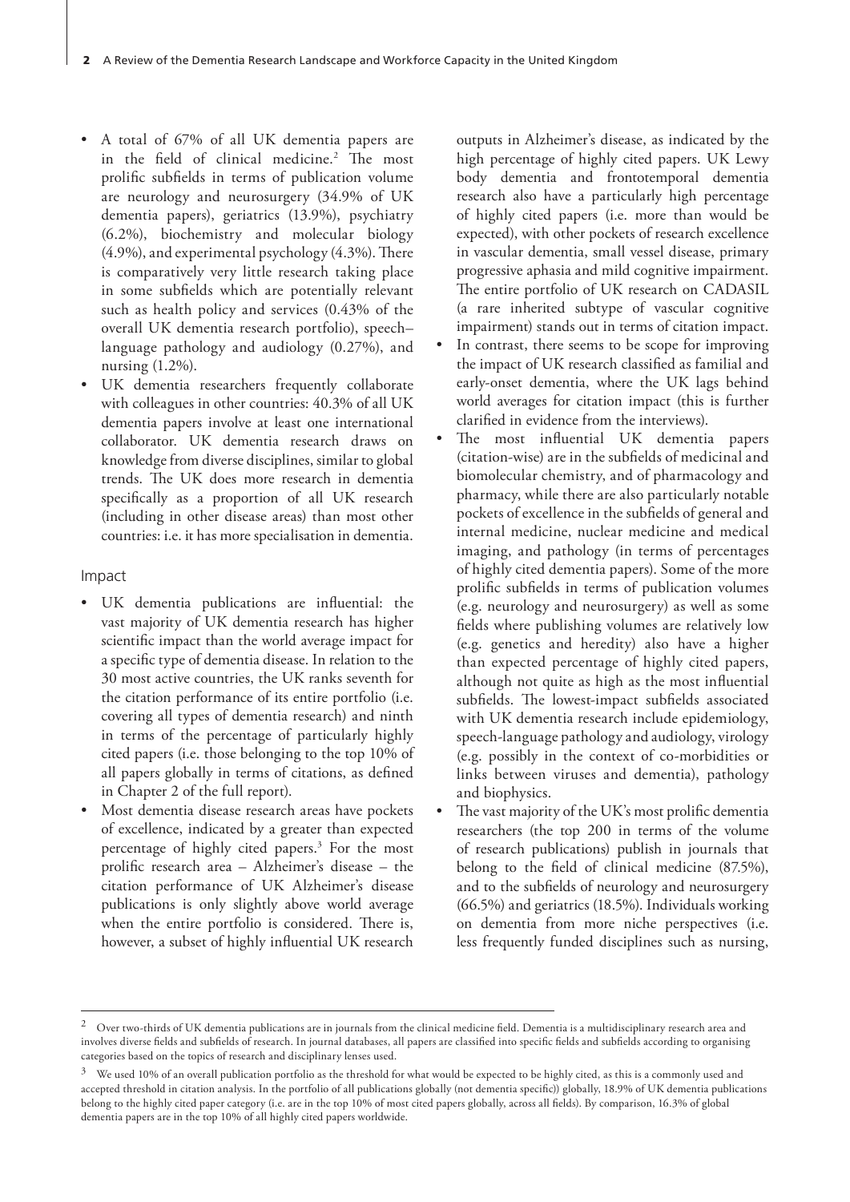- A total of 67% of all UK dementia papers are in the field of clinical medicine.[2] The most prolific subfields in terms of publication volume are neurology and neurosurgery (34.9% of UK dementia papers), geriatrics (13.9%), psychiatry (6.2%), biochemistry and molecular biology (4.9%), and experimental psychology (4.3%). There is comparatively very little research taking place in some subfields which are potentially relevant such as health policy and services (0.43% of the overall UK dementia research portfolio), speech–language pathology and audiology (0.27%), and nursing (1.2%).
- UK dementia researchers frequently collaborate with colleagues in other countries: 40.3% of all UK dementia papers involve at least one international collaborator. UK dementia research draws on knowledge from diverse disciplines, similar to global trends. The UK does more research in dementia specifically as a proportion of all UK research (including in other disease areas) than most other countries: i.e. it has more specialisation in dementia.

## Impact

- UK dementia publications are influential: the vast majority of UK dementia research has higher scientific impact than the world average impact for a specific type of dementia disease. In relation to the 30 most active countries, the UK ranks seventh for the citation performance of its entire portfolio (i.e. covering all types of dementia research) and ninth in terms of the percentage of particularly highly cited papers (i.e. those belonging to the top 10% of all papers globally in terms of citations, as defined in Chapter 2 of the full report).
- Most dementia disease research areas have pockets of excellence, indicated by a greater than expected percentage of highly cited papers.[3] For the most prolific research area – Alzheimer's disease – the citation performance of UK Alzheimer's disease publications is only slightly above world average when the entire portfolio is considered. There is, however, a subset of highly influential UK research outputs in Alzheimer's disease, as indicated by the high percentage of highly cited papers. UK Lewy body dementia and frontotemporal dementia research also have a particularly high percentage of highly cited papers (i.e. more than would be expected), with other pockets of research excellence in vascular dementia, small vessel disease, primary progressive aphasia and mild cognitive impairment. The entire portfolio of UK research on CADASIL (a rare inherited subtype of vascular cognitive impairment) stands out in terms of citation impact.
- In contrast, there seems to be scope for improving the impact of UK research classified as familial and early-onset dementia, where the UK lags behind world averages for citation impact (this is further clarified in evidence from the interviews).
- The most influential UK dementia papers (citation-wise) are in the subfields of medicinal and biomolecular chemistry, and of pharmacology and pharmacy, while there are also particularly notable pockets of excellence in the subfields of general and internal medicine, nuclear medicine and medical imaging, and pathology (in terms of percentages of highly cited dementia papers). Some of the more prolific subfields in terms of publication volumes (e.g. neurology and neurosurgery) as well as some fields where publishing volumes are relatively low (e.g. genetics and heredity) also have a higher than expected percentage of highly cited papers, although not quite as high as the most influential subfields. The lowest-impact subfields associated with UK dementia research include epidemiology, speech-language pathology and audiology, virology (e.g. possibly in the context of co-morbidities or links between viruses and dementia), pathology and biophysics.
- The vast majority of the UK's most prolific dementia researchers (the top 200 in terms of the volume of research publications) publish in journals that belong to the field of clinical medicine (87.5%), and to the subfields of neurology and neurosurgery (66.5%) and geriatrics (18.5%). Individuals working on dementia from more niche perspectives (i.e. less frequently funded disciplines such as nursing,

---

[2] Over two-thirds of UK dementia publications are in journals from the clinical medicine field. Dementia is a multidisciplinary research area and involves diverse fields and subfields of research. In journal databases, all papers are classified into specific fields and subfields according to organising categories based on the topics of research and disciplinary lenses used.

[3] We used 10% of an overall publication portfolio as the threshold for what would be expected to be highly cited, as this is a commonly used and accepted threshold in citation analysis. In the portfolio of all publications globally (not dementia specific)) globally, 18.9% of UK dementia publications belong to the highly cited paper category (i.e. are in the top 10% of most cited papers globally, across all fields). By comparison, 16.3% of global dementia papers are in the top 10% of all highly cited papers worldwide.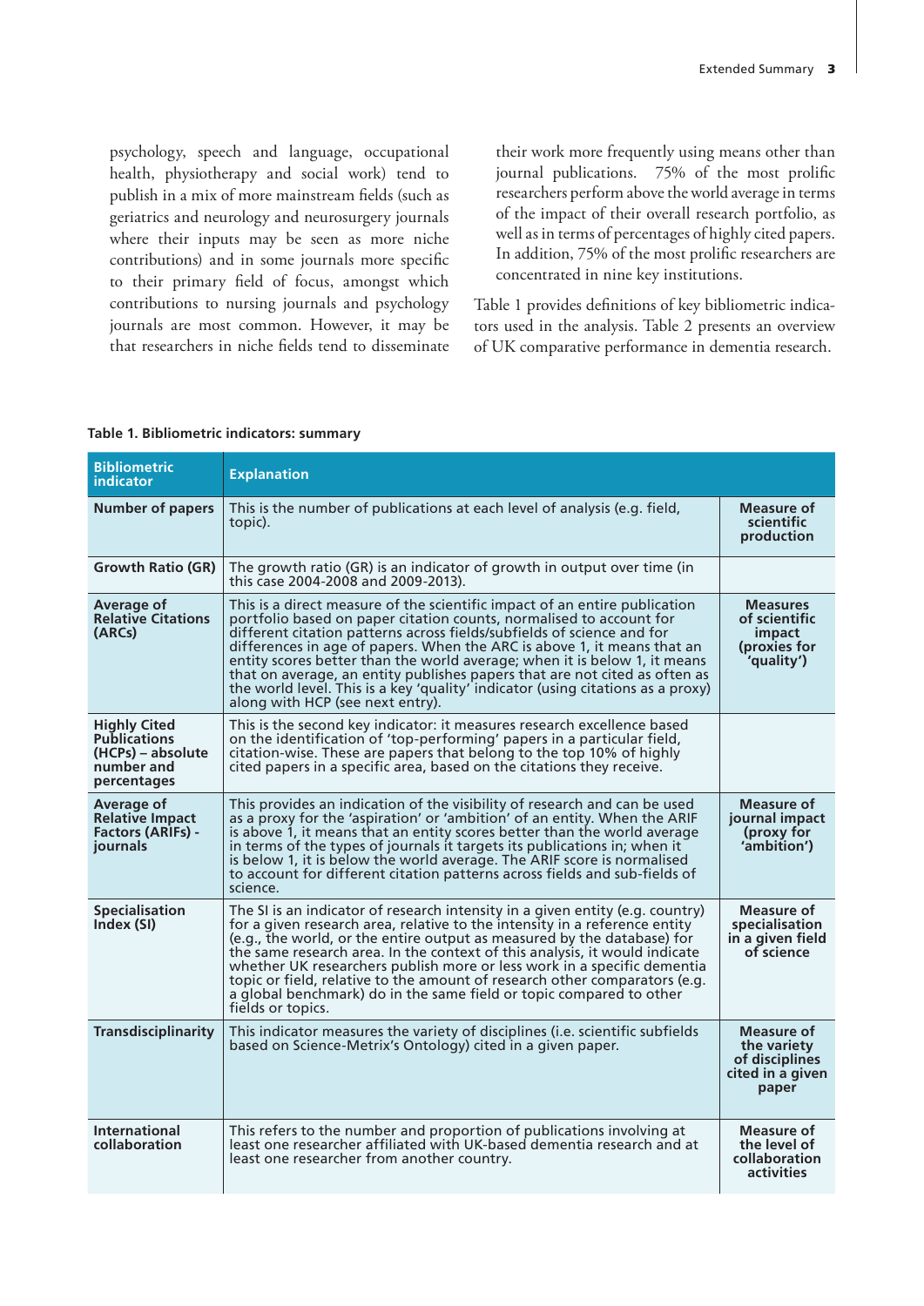psychology, speech and language, occupational health, physiotherapy and social work) tend to publish in a mix of more mainstream fields (such as geriatrics and neurology and neurosurgery journals where their inputs may be seen as more niche contributions) and in some journals more specific to their primary field of focus, amongst which contributions to nursing journals and psychology journals are most common. However, it may be that researchers in niche fields tend to disseminate their work more frequently using means other than journal publications. 75% of the most prolific researchers perform above the world average in terms of the impact of their overall research portfolio, as well as in terms of percentages of highly cited papers. In addition, 75% of the most prolific researchers are concentrated in nine key institutions.

Table 1 provides definitions of key bibliometric indicators used in the analysis. Table 2 presents an overview of UK comparative performance in dementia research.

**Table 1. Bibliometric indicators: summary**

| Bibliometric indicator | Explanation | |
|---|---|---|
| **Number of papers** | This is the number of publications at each level of analysis (e.g. field, topic). | **Measure of scientific production** |
| **Growth Ratio (GR)** | The growth ratio (GR) is an indicator of growth in output over time (in this case 2004-2008 and 2009-2013). | |
| **Average of Relative Citations (ARCs)** | This is a direct measure of the scientific impact of an entire publication portfolio based on paper citation counts, normalised to account for different citation patterns across fields/subfields of science and for differences in age of papers. When the ARC is above 1, it means that an entity scores better than the world average; when it is below 1, it means that on average, an entity publishes papers that are not cited as often as the world level. This is a key 'quality' indicator (using citations as a proxy) along with HCP (see next entry). | **Measures of scientific impact (proxies for 'quality')** |
| **Highly Cited Publications (HCPs) – absolute number and percentages** | This is the second key indicator: it measures research excellence based on the identification of 'top-performing' papers in a particular field, citation-wise. These are papers that belong to the top 10% of highly cited papers in a specific area, based on the citations they receive. | |
| **Average of Relative Impact Factors (ARIFs) - journals** | This provides an indication of the visibility of research and can be used as a proxy for the 'aspiration' or 'ambition' of an entity. When the ARIF is above 1, it means that an entity scores better than the world average in terms of the types of journals it targets its publications in; when it is below 1, it is below the world average. The ARIF score is normalised to account for different citation patterns across fields and sub-fields of science. | **Measure of journal impact (proxy for 'ambition')** |
| **Specialisation Index (SI)** | The SI is an indicator of research intensity in a given entity (e.g. country) for a given research area, relative to the intensity in a reference entity (e.g., the world, or the entire output as measured by the database) for the same research area. In the context of this analysis, it would indicate whether UK researchers publish more or less work in a specific dementia topic or field, relative to the amount of research other comparators (e.g. a global benchmark) do in the same field or topic compared to other fields or topics. | **Measure of specialisation in a given field of science** |
| **Transdisciplinarity** | This indicator measures the variety of disciplines (i.e. scientific subfields based on Science-Metrix's Ontology) cited in a given paper. | **Measure of the variety of disciplines cited in a given paper** |
| **International collaboration** | This refers to the number and proportion of publications involving at least one researcher affiliated with UK-based dementia research and at least one researcher from another country. | **Measure of the level of collaboration activities** |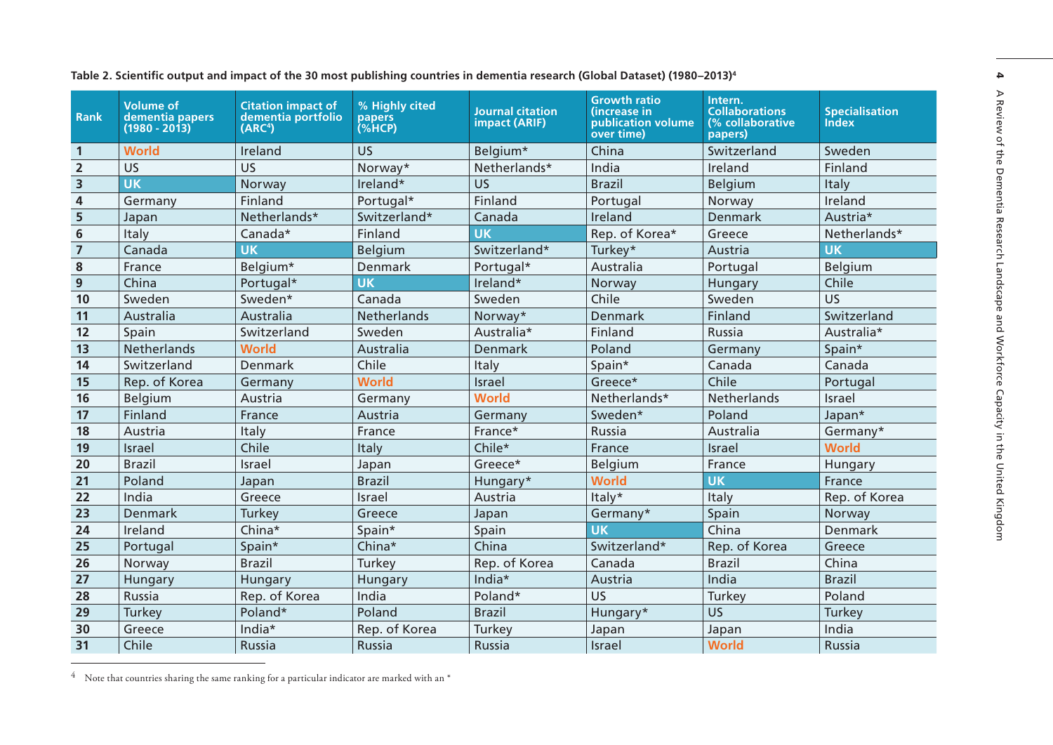**Table 2. Scientific output and impact of the 30 most publishing countries in dementia research (Global Dataset) (1980–2013)[4]**

| Rank | Volume of dementia papers (1980 - 2013) | Citation impact of dementia portfolio (ARC[4]) | % Highly cited papers (%HCP) | Journal citation impact (ARIF) | Growth ratio (increase in publication volume over time) | Intern. Collaborations (% collaborative papers) | Specialisation Index |
|---|---|---|---|---|---|---|---|
| 1 | World | Ireland | US | Belgium* | China | Switzerland | Sweden |
| 2 | US | US | Norway* | Netherlands* | India | Ireland | Finland |
| 3 | UK | Norway | Ireland* | US | Brazil | Belgium | Italy |
| 4 | Germany | Finland | Portugal* | Finland | Portugal | Norway | Ireland |
| 5 | Japan | Netherlands* | Switzerland* | Canada | Ireland | Denmark | Austria* |
| 6 | Italy | Canada* | Finland | UK | Rep. of Korea* | Greece | Netherlands* |
| 7 | Canada | UK | Belgium | Switzerland* | Turkey* | Austria | UK |
| 8 | France | Belgium* | Denmark | Portugal* | Australia | Portugal | Belgium |
| 9 | China | Portugal* | UK | Ireland* | Norway | Hungary | Chile |
| 10 | Sweden | Sweden* | Canada | Sweden | Chile | Sweden | US |
| 11 | Australia | Australia | Netherlands | Norway* | Denmark | Finland | Switzerland |
| 12 | Spain | Switzerland | Sweden | Australia* | Finland | Russia | Australia* |
| 13 | Netherlands | World | Australia | Denmark | Poland | Germany | Spain* |
| 14 | Switzerland | Denmark | Chile | Italy | Spain* | Canada | Canada |
| 15 | Rep. of Korea | Germany | World | Israel | Greece* | Chile | Portugal |
| 16 | Belgium | Austria | Germany | World | Netherlands* | Netherlands | Israel |
| 17 | Finland | France | Austria | Germany | Sweden* | Poland | Japan* |
| 18 | Austria | Italy | France | France* | Russia | Australia | Germany* |
| 19 | Israel | Chile | Italy | Chile* | France | Israel | World |
| 20 | Brazil | Israel | Japan | Greece* | Belgium | France | Hungary |
| 21 | Poland | Japan | Brazil | Hungary* | World | UK | France |
| 22 | India | Greece | Israel | Austria | Italy* | Italy | Rep. of Korea |
| 23 | Denmark | Turkey | Greece | Japan | Germany* | Spain | Norway |
| 24 | Ireland | China* | Spain* | Spain | UK | China | Denmark |
| 25 | Portugal | Spain* | China* | China | Switzerland* | Rep. of Korea | Greece |
| 26 | Norway | Brazil | Turkey | Rep. of Korea | Canada | Brazil | China |
| 27 | Hungary | Hungary | Hungary | India* | Austria | India | Brazil |
| 28 | Russia | Rep. of Korea | India | Poland* | US | Turkey | Poland |
| 29 | Turkey | Poland* | Poland | Brazil | Hungary* | US | Turkey |
| 30 | Greece | India* | Rep. of Korea | Turkey | Japan | Japan | India |
| 31 | Chile | Russia | Russia | Russia | Israel | World | Russia |

[4] Note that countries sharing the same ranking for a particular indicator are marked with an *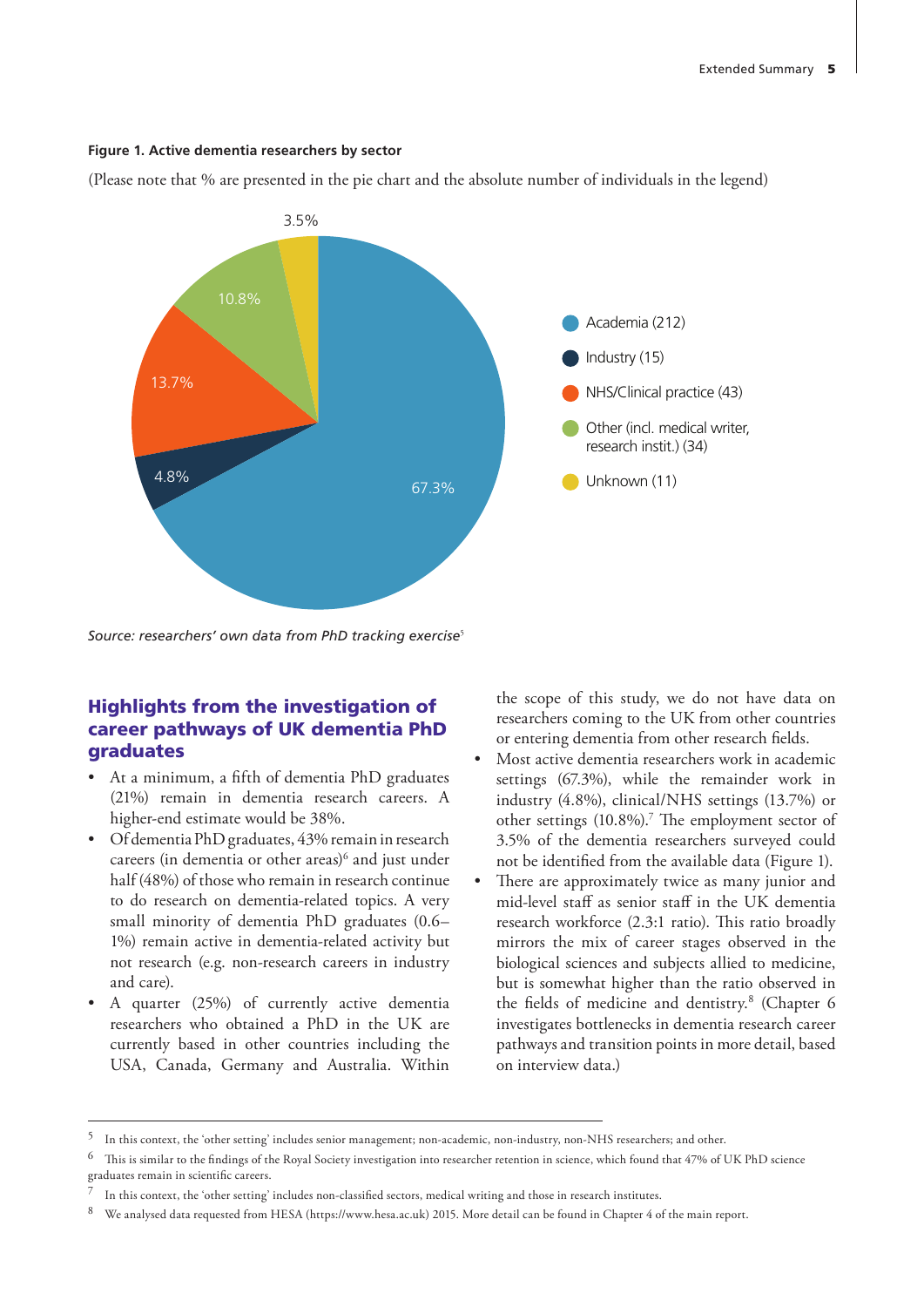**Figure 1. Active dementia researchers by sector**

(Please note that % are presented in the pie chart and the absolute number of individuals in the legend)

| Sector | Number | % |
|---|---|---|
| Academia | 212 | 67.3% |
| Industry | 15 | 4.8% |
| NHS/Clinical practice | 43 | 13.7% |
| Other (incl. medical writer, research instit.) | 34 | 10.8% |
| Unknown | 11 | 3.5% |

*Source: researchers' own data from PhD tracking exercise*[5]

## Highlights from the investigation of career pathways of UK dementia PhD graduates

- At a minimum, a fifth of dementia PhD graduates (21%) remain in dementia research careers. A higher-end estimate would be 38%.
- Of dementia PhD graduates, 43% remain in research careers (in dementia or other areas)[6] and just under half (48%) of those who remain in research continue to do research on dementia-related topics. A very small minority of dementia PhD graduates (0.6–1%) remain active in dementia-related activity but not research (e.g. non-research careers in industry and care).
- A quarter (25%) of currently active dementia researchers who obtained a PhD in the UK are currently based in other countries including the USA, Canada, Germany and Australia. Within the scope of this study, we do not have data on researchers coming to the UK from other countries or entering dementia from other research fields.
- Most active dementia researchers work in academic settings (67.3%), while the remainder work in industry (4.8%), clinical/NHS settings (13.7%) or other settings (10.8%).[7] The employment sector of 3.5% of the dementia researchers surveyed could not be identified from the available data (Figure 1).
- There are approximately twice as many junior and mid-level staff as senior staff in the UK dementia research workforce (2.3:1 ratio). This ratio broadly mirrors the mix of career stages observed in the biological sciences and subjects allied to medicine, but is somewhat higher than the ratio observed in the fields of medicine and dentistry.[8] (Chapter 6 investigates bottlenecks in dementia research career pathways and transition points in more detail, based on interview data.)

---

[5] In this context, the 'other setting' includes senior management; non-academic, non-industry, non-NHS researchers; and other.

[6] This is similar to the findings of the Royal Society investigation into researcher retention in science, which found that 47% of UK PhD science graduates remain in scientific careers.

[7] In this context, the 'other setting' includes non-classified sectors, medical writing and those in research institutes.

[8] We analysed data requested from HESA (https://www.hesa.ac.uk) 2015. More detail can be found in Chapter 4 of the main report.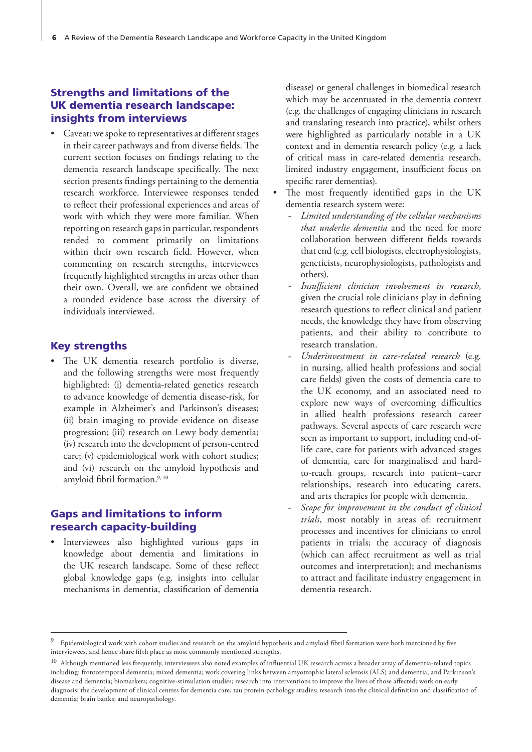## Strengths and limitations of the UK dementia research landscape: insights from interviews

- Caveat: we spoke to representatives at different stages in their career pathways and from diverse fields. The current section focuses on findings relating to the dementia research landscape specifically. The next section presents findings pertaining to the dementia research workforce. Interviewee responses tended to reflect their professional experiences and areas of work with which they were more familiar. When reporting on research gaps in particular, respondents tended to comment primarily on limitations within their own research field. However, when commenting on research strengths, interviewees frequently highlighted strengths in areas other than their own. Overall, we are confident we obtained a rounded evidence base across the diversity of individuals interviewed.

### Key strengths

- The UK dementia research portfolio is diverse, and the following strengths were most frequently highlighted: (i) dementia-related genetics research to advance knowledge of dementia disease-risk, for example in Alzheimer's and Parkinson's diseases; (ii) brain imaging to provide evidence on disease progression; (iii) research on Lewy body dementia; (iv) research into the development of person-centred care; (v) epidemiological work with cohort studies; and (vi) research on the amyloid hypothesis and amyloid fibril formation.[9, 10]

### Gaps and limitations to inform research capacity-building

- Interviewees also highlighted various gaps in knowledge about dementia and limitations in the UK research landscape. Some of these reflect global knowledge gaps (e.g. insights into cellular mechanisms in dementia, classification of dementia disease) or general challenges in biomedical research which may be accentuated in the dementia context (e.g. the challenges of engaging clinicians in research and translating research into practice), whilst others were highlighted as particularly notable in a UK context and in dementia research policy (e.g. a lack of critical mass in care-related dementia research, limited industry engagement, insufficient focus on specific rarer dementias).
- The most frequently identified gaps in the UK dementia research system were:
  - *Limited understanding of the cellular mechanisms that underlie dementia* and the need for more collaboration between different fields towards that end (e.g. cell biologists, electrophysiologists, geneticists, neurophysiologists, pathologists and others).
  - *Insufficient clinician involvement in research*, given the crucial role clinicians play in defining research questions to reflect clinical and patient needs, the knowledge they have from observing patients, and their ability to contribute to research translation.
  - *Underinvestment in care-related research* (e.g. in nursing, allied health professions and social care fields) given the costs of dementia care to the UK economy, and an associated need to explore new ways of overcoming difficulties in allied health professions research career pathways. Several aspects of care research were seen as important to support, including end-of-life care, care for patients with advanced stages of dementia, care for marginalised and hard-to-reach groups, research into patient–carer relationships, research into educating carers, and arts therapies for people with dementia.
  - *Scope for improvement in the conduct of clinical trials*, most notably in areas of: recruitment processes and incentives for clinicians to enrol patients in trials; the accuracy of diagnosis (which can affect recruitment as well as trial outcomes and interpretation); and mechanisms to attract and facilitate industry engagement in dementia research.

---

[9] Epidemiological work with cohort studies and research on the amyloid hypothesis and amyloid fibril formation were both mentioned by five interviewees, and hence share fifth place as most commonly mentioned strengths.

[10] Although mentioned less frequently, interviewees also noted examples of influential UK research across a broader array of dementia-related topics including: frontotemporal dementia; mixed dementia; work covering links between amyotrophic lateral sclerosis (ALS) and dementia, and Parkinson's disease and dementia; biomarkers; cognitive-stimulation studies; research into interventions to improve the lives of those affected; work on early diagnosis; the development of clinical centres for dementia care; tau protein pathology studies; research into the clinical definition and classification of dementia; brain banks; and neuropathology.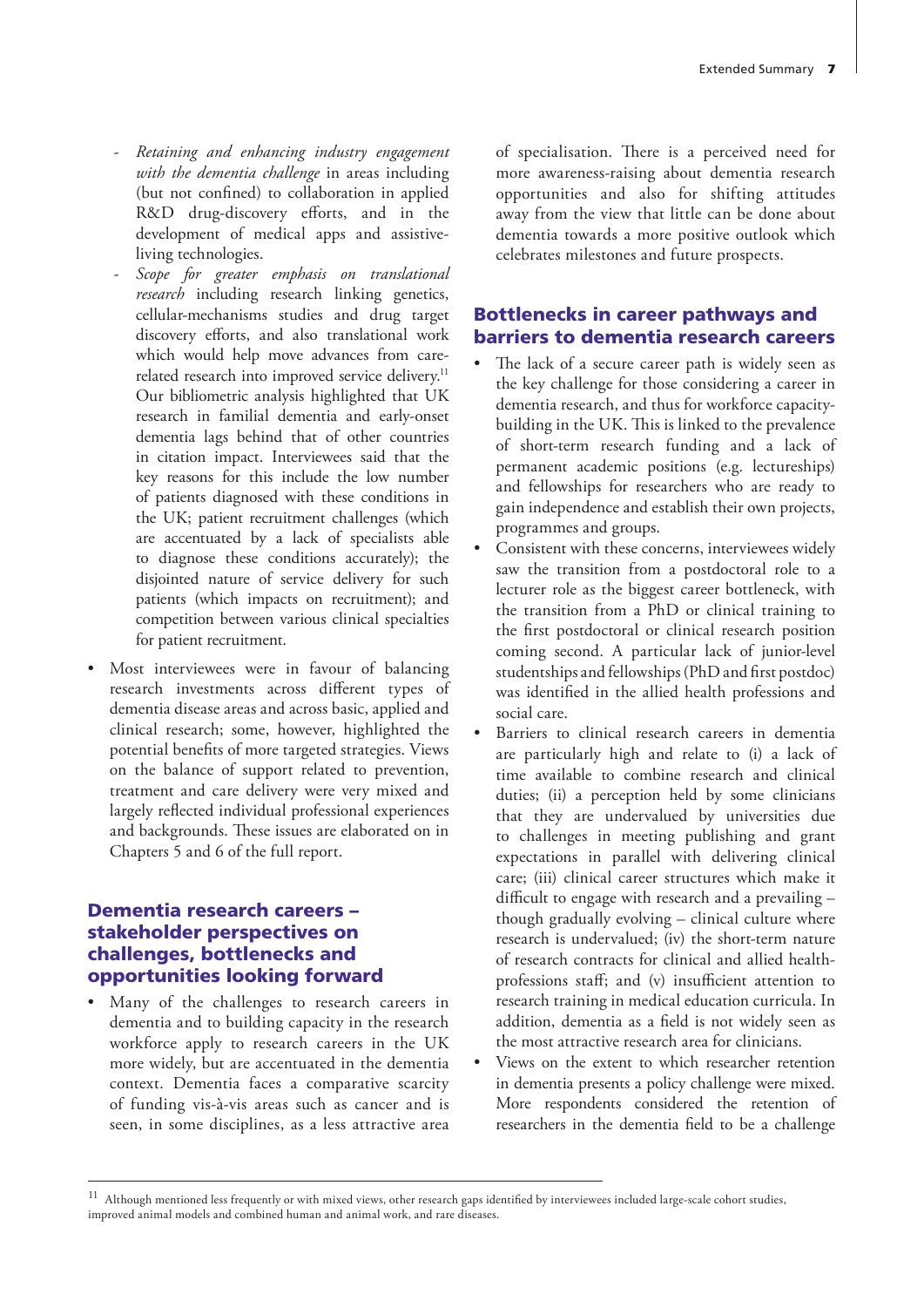- *Retaining and enhancing industry engagement with the dementia challenge* in areas including (but not confined) to collaboration in applied R&D drug-discovery efforts, and in the development of medical apps and assistive-living technologies.
- *Scope for greater emphasis on translational research* including research linking genetics, cellular-mechanisms studies and drug target discovery efforts, and also translational work which would help move advances from care-related research into improved service delivery.[11] Our bibliometric analysis highlighted that UK research in familial dementia and early-onset dementia lags behind that of other countries in citation impact. Interviewees said that the key reasons for this include the low number of patients diagnosed with these conditions in the UK; patient recruitment challenges (which are accentuated by a lack of specialists able to diagnose these conditions accurately); the disjointed nature of service delivery for such patients (which impacts on recruitment); and competition between various clinical specialties for patient recruitment.

- Most interviewees were in favour of balancing research investments across different types of dementia disease areas and across basic, applied and clinical research; some, however, highlighted the potential benefits of more targeted strategies. Views on the balance of support related to prevention, treatment and care delivery were very mixed and largely reflected individual professional experiences and backgrounds. These issues are elaborated on in Chapters 5 and 6 of the full report.

## Dementia research careers – stakeholder perspectives on challenges, bottlenecks and opportunities looking forward

- Many of the challenges to research careers in dementia and to building capacity in the research workforce apply to research careers in the UK more widely, but are accentuated in the dementia context. Dementia faces a comparative scarcity of funding vis-à-vis areas such as cancer and is seen, in some disciplines, as a less attractive area of specialisation. There is a perceived need for more awareness-raising about dementia research opportunities and also for shifting attitudes away from the view that little can be done about dementia towards a more positive outlook which celebrates milestones and future prospects.

## Bottlenecks in career pathways and barriers to dementia research careers

- The lack of a secure career path is widely seen as the key challenge for those considering a career in dementia research, and thus for workforce capacity-building in the UK. This is linked to the prevalence of short-term research funding and a lack of permanent academic positions (e.g. lectureships) and fellowships for researchers who are ready to gain independence and establish their own projects, programmes and groups.
- Consistent with these concerns, interviewees widely saw the transition from a postdoctoral role to a lecturer role as the biggest career bottleneck, with the transition from a PhD or clinical training to the first postdoctoral or clinical research position coming second. A particular lack of junior-level studentships and fellowships (PhD and first postdoc) was identified in the allied health professions and social care.
- Barriers to clinical research careers in dementia are particularly high and relate to (i) a lack of time available to combine research and clinical duties; (ii) a perception held by some clinicians that they are undervalued by universities due to challenges in meeting publishing and grant expectations in parallel with delivering clinical care; (iii) clinical career structures which make it difficult to engage with research and a prevailing – though gradually evolving – clinical culture where research is undervalued; (iv) the short-term nature of research contracts for clinical and allied health-professions staff; and (v) insufficient attention to research training in medical education curricula. In addition, dementia as a field is not widely seen as the most attractive research area for clinicians.
- Views on the extent to which researcher retention in dementia presents a policy challenge were mixed. More respondents considered the retention of researchers in the dementia field to be a challenge

[11] Although mentioned less frequently or with mixed views, other research gaps identified by interviewees included large-scale cohort studies, improved animal models and combined human and animal work, and rare diseases.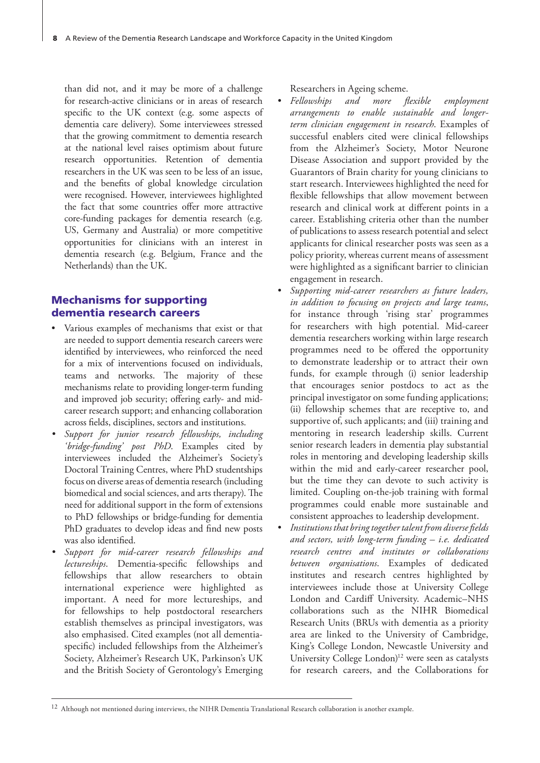than did not, and it may be more of a challenge for research-active clinicians or in areas of research specific to the UK context (e.g. some aspects of dementia care delivery). Some interviewees stressed that the growing commitment to dementia research at the national level raises optimism about future research opportunities. Retention of dementia researchers in the UK was seen to be less of an issue, and the benefits of global knowledge circulation were recognised. However, interviewees highlighted the fact that some countries offer more attractive core-funding packages for dementia research (e.g. US, Germany and Australia) or more competitive opportunities for clinicians with an interest in dementia research (e.g. Belgium, France and the Netherlands) than the UK.

## Mechanisms for supporting dementia research careers

- Various examples of mechanisms that exist or that are needed to support dementia research careers were identified by interviewees, who reinforced the need for a mix of interventions focused on individuals, teams and networks. The majority of these mechanisms relate to providing longer-term funding and improved job security; offering early- and mid-career research support; and enhancing collaboration across fields, disciplines, sectors and institutions.
- *Support for junior research fellowships, including 'bridge-funding' post PhD*. Examples cited by interviewees included the Alzheimer's Society's Doctoral Training Centres, where PhD studentships focus on diverse areas of dementia research (including biomedical and social sciences, and arts therapy). The need for additional support in the form of extensions to PhD fellowships or bridge-funding for dementia PhD graduates to develop ideas and find new posts was also identified.
- *Support for mid-career research fellowships and lectureships*. Dementia-specific fellowships and fellowships that allow researchers to obtain international experience were highlighted as important. A need for more lectureships, and for fellowships to help postdoctoral researchers establish themselves as principal investigators, was also emphasised. Cited examples (not all dementia-specific) included fellowships from the Alzheimer's Society, Alzheimer's Research UK, Parkinson's UK and the British Society of Gerontology's Emerging Researchers in Ageing scheme.
- *Fellowships and more flexible employment arrangements to enable sustainable and longer-term clinician engagement in research*. Examples of successful enablers cited were clinical fellowships from the Alzheimer's Society, Motor Neurone Disease Association and support provided by the Guarantors of Brain charity for young clinicians to start research. Interviewees highlighted the need for flexible fellowships that allow movement between research and clinical work at different points in a career. Establishing criteria other than the number of publications to assess research potential and select applicants for clinical researcher posts was seen as a policy priority, whereas current means of assessment were highlighted as a significant barrier to clinician engagement in research.
- *Supporting mid-career researchers as future leaders, in addition to focusing on projects and large teams*, for instance through 'rising star' programmes for researchers with high potential. Mid-career dementia researchers working within large research programmes need to be offered the opportunity to demonstrate leadership or to attract their own funds, for example through (i) senior leadership that encourages senior postdocs to act as the principal investigator on some funding applications; (ii) fellowship schemes that are receptive to, and supportive of, such applicants; and (iii) training and mentoring in research leadership skills. Current senior research leaders in dementia play substantial roles in mentoring and developing leadership skills within the mid and early-career researcher pool, but the time they can devote to such activity is limited. Coupling on-the-job training with formal programmes could enable more sustainable and consistent approaches to leadership development.
- *Institutions that bring together talent from diverse fields and sectors, with long-term funding – i.e. dedicated research centres and institutes or collaborations between organisations*. Examples of dedicated institutes and research centres highlighted by interviewees include those at University College London and Cardiff University. Academic–NHS collaborations such as the NIHR Biomedical Research Units (BRUs with dementia as a priority area are linked to the University of Cambridge, King's College London, Newcastle University and University College London)[12] were seen as catalysts for research careers, and the Collaborations for

[12] Although not mentioned during interviews, the NIHR Dementia Translational Research collaboration is another example.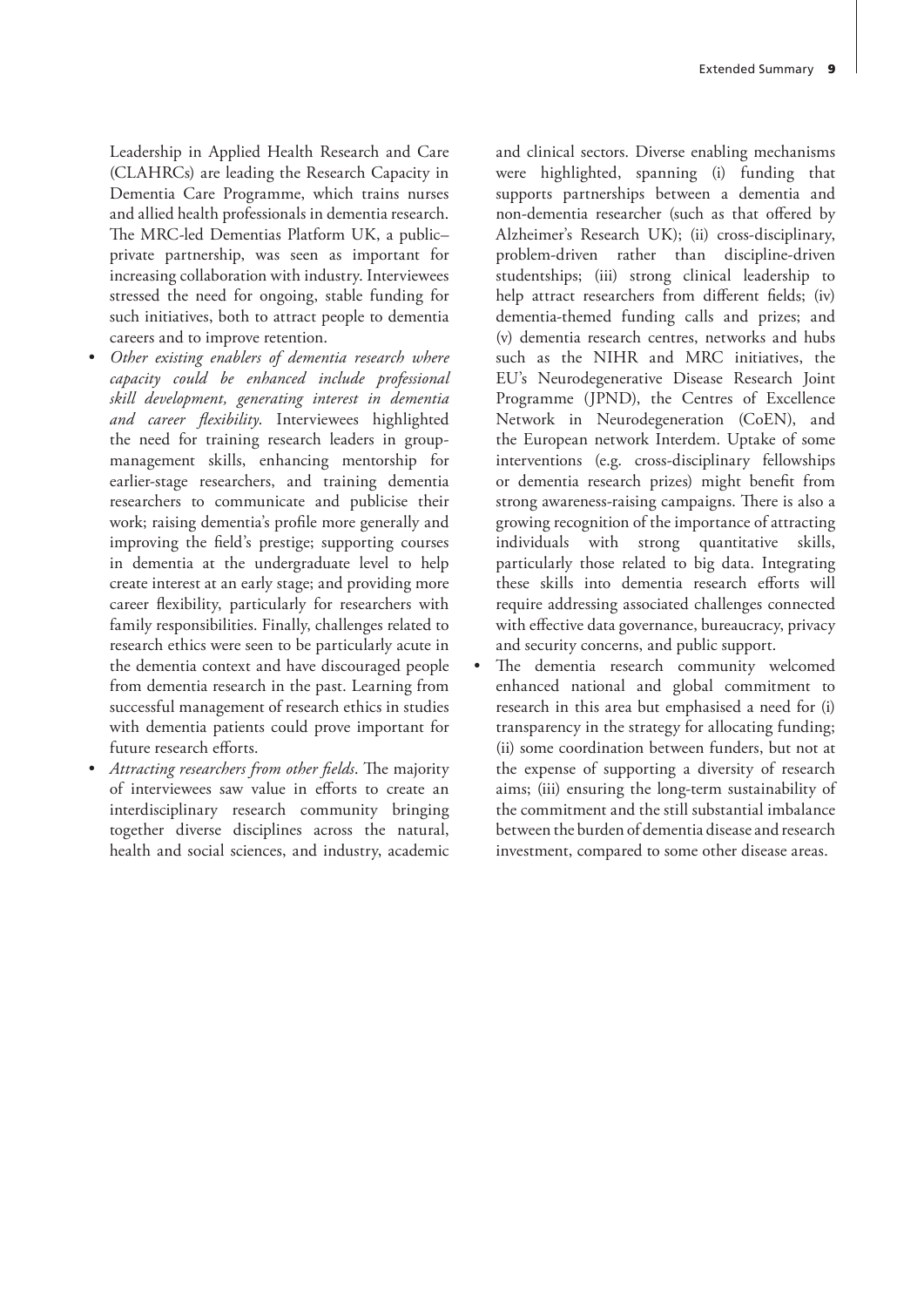Leadership in Applied Health Research and Care (CLAHRCs) are leading the Research Capacity in Dementia Care Programme, which trains nurses and allied health professionals in dementia research. The MRC-led Dementias Platform UK, a public–private partnership, was seen as important for increasing collaboration with industry. Interviewees stressed the need for ongoing, stable funding for such initiatives, both to attract people to dementia careers and to improve retention.

- *Other existing enablers of dementia research where capacity could be enhanced include professional skill development, generating interest in dementia and career flexibility*. Interviewees highlighted the need for training research leaders in group-management skills, enhancing mentorship for earlier-stage researchers, and training dementia researchers to communicate and publicise their work; raising dementia's profile more generally and improving the field's prestige; supporting courses in dementia at the undergraduate level to help create interest at an early stage; and providing more career flexibility, particularly for researchers with family responsibilities. Finally, challenges related to research ethics were seen to be particularly acute in the dementia context and have discouraged people from dementia research in the past. Learning from successful management of research ethics in studies with dementia patients could prove important for future research efforts.
- *Attracting researchers from other fields*. The majority of interviewees saw value in efforts to create an interdisciplinary research community bringing together diverse disciplines across the natural, health and social sciences, and industry, academic and clinical sectors. Diverse enabling mechanisms were highlighted, spanning (i) funding that supports partnerships between a dementia and non-dementia researcher (such as that offered by Alzheimer's Research UK); (ii) cross-disciplinary, problem-driven rather than discipline-driven studentships; (iii) strong clinical leadership to help attract researchers from different fields; (iv) dementia-themed funding calls and prizes; and (v) dementia research centres, networks and hubs such as the NIHR and MRC initiatives, the EU's Neurodegenerative Disease Research Joint Programme (JPND), the Centres of Excellence Network in Neurodegeneration (CoEN), and the European network Interdem. Uptake of some interventions (e.g. cross-disciplinary fellowships or dementia research prizes) might benefit from strong awareness-raising campaigns. There is also a growing recognition of the importance of attracting individuals with strong quantitative skills, particularly those related to big data. Integrating these skills into dementia research efforts will require addressing associated challenges connected with effective data governance, bureaucracy, privacy and security concerns, and public support.
- The dementia research community welcomed enhanced national and global commitment to research in this area but emphasised a need for (i) transparency in the strategy for allocating funding; (ii) some coordination between funders, but not at the expense of supporting a diversity of research aims; (iii) ensuring the long-term sustainability of the commitment and the still substantial imbalance between the burden of dementia disease and research investment, compared to some other disease areas.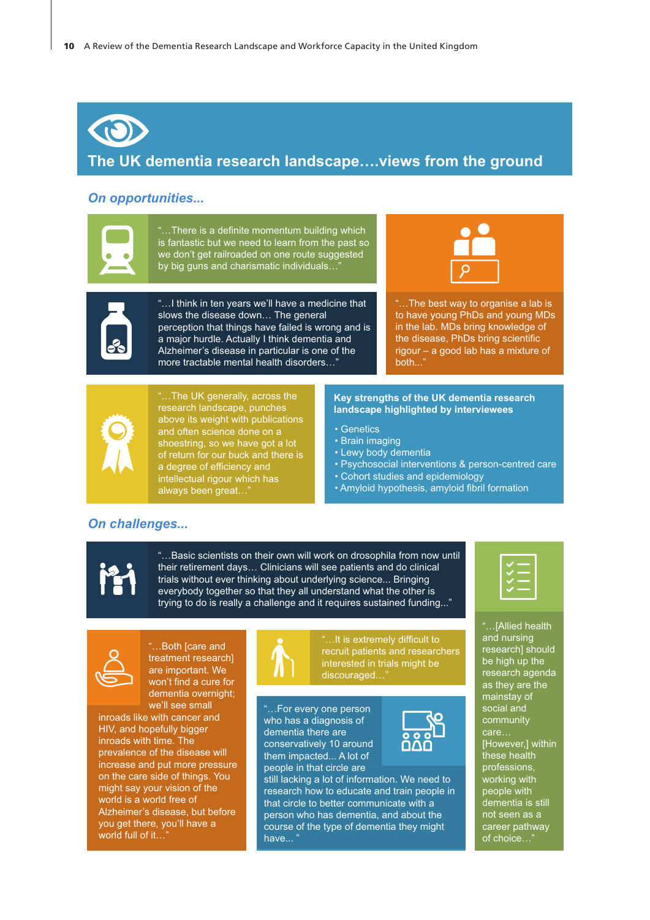## The UK dementia research landscape….views from the ground

### *On opportunities...*

"…There is a definite momentum building which is fantastic but we need to learn from the past so we don't get railroaded on one route suggested by big guns and charismatic individuals…"

"…I think in ten years we'll have a medicine that slows the disease down… The general perception that things have failed is wrong and is a major hurdle. Actually I think dementia and Alzheimer's disease in particular is one of the more tractable mental health disorders…"

"…The best way to organise a lab is to have young PhDs and young MDs in the lab. MDs bring knowledge of the disease, PhDs bring scientific rigour – a good lab has a mixture of both..."

"…The UK generally, across the research landscape, punches above its weight with publications and often science done on a shoestring, so we have got a lot of return for our buck and there is a degree of efficiency and intellectual rigour which has always been great…"

**Key strengths of the UK dementia research landscape highlighted by interviewees**

- Genetics
- Brain imaging
- Lewy body dementia
- Psychosocial interventions & person-centred care
- Cohort studies and epidemiology
- Amyloid hypothesis, amyloid fibril formation

### *On challenges...*

"…Basic scientists on their own will work on drosophila from now until their retirement days… Clinicians will see patients and do clinical trials without ever thinking about underlying science... Bringing everybody together so that they all understand what the other is trying to do is really a challenge and it requires sustained funding..."

"…Both [care and treatment research] are important. We won't find a cure for dementia overnight; we'll see small inroads like with cancer and HIV, and hopefully bigger inroads with time. The prevalence of the disease will increase and put more pressure on the care side of things. You might say your vision of the world is a world free of Alzheimer's disease, but before you get there, you'll have a world full of it…"

"…It is extremely difficult to recruit patients and researchers interested in trials might be discouraged…"

"…For every one person who has a diagnosis of dementia there are conservatively 10 around them impacted... A lot of people in that circle are still lacking a lot of information. We need to research how to educate and train people in that circle to better communicate with a person who has dementia, and about the course of the type of dementia they might have... "

"…[Allied health and nursing research] should be high up the research agenda as they are the mainstay of social and community care… [However,] within these health professions, working with people with dementia is still not seen as a career pathway of choice…"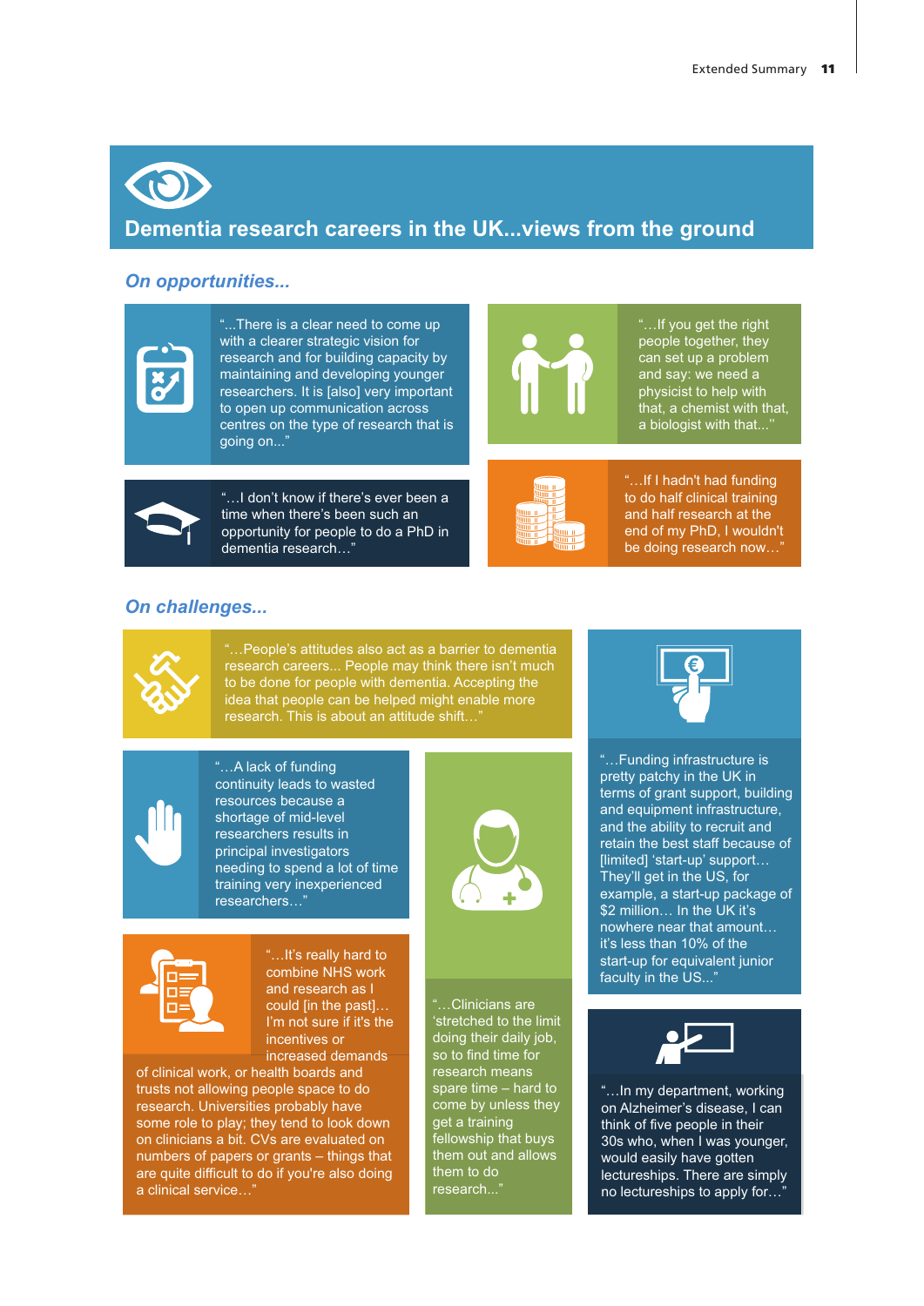## Dementia research careers in the UK...views from the ground

### *On opportunities...*

"...There is a clear need to come up with a clearer strategic vision for research and for building capacity by maintaining and developing younger researchers. It is [also] very important to open up communication across centres on the type of research that is going on..."

"...If you get the right people together, they can set up a problem and say: we need a physicist to help with that, a chemist with that, a biologist with that..."

"...I don't know if there's ever been a time when there's been such an opportunity for people to do a PhD in dementia research..."

"...If I hadn't had funding to do half clinical training and half research at the end of my PhD, I wouldn't be doing research now..."

### *On challenges...*

"...People's attitudes also act as a barrier to dementia research careers... People may think there isn't much to be done for people with dementia. Accepting the idea that people can be helped might enable more research. This is about an attitude shift..."

"...A lack of funding continuity leads to wasted resources because a shortage of mid-level researchers results in principal investigators needing to spend a lot of time training very inexperienced researchers..."

"...It's really hard to combine NHS work and research as I could [in the past]... I'm not sure if it's the incentives or increased demands of clinical work, or health boards and trusts not allowing people space to do research. Universities probably have some role to play; they tend to look down on clinicians a bit. CVs are evaluated on numbers of papers or grants – things that are quite difficult to do if you're also doing a clinical service..."

"...Clinicians are 'stretched to the limit doing their daily job, so to find time for research means spare time – hard to come by unless they get a training fellowship that buys them out and allows them to do research..."

"...Funding infrastructure is pretty patchy in the UK in terms of grant support, building and equipment infrastructure, and the ability to recruit and retain the best staff because of [limited] 'start-up' support... They'll get in the US, for example, a start-up package of $2 million... In the UK it's nowhere near that amount... it's less than 10% of the start-up for equivalent junior faculty in the US..."

"...In my department, working on Alzheimer's disease, I can think of five people in their 30s who, when I was younger, would easily have gotten lectureships. There are simply no lectureships to apply for..."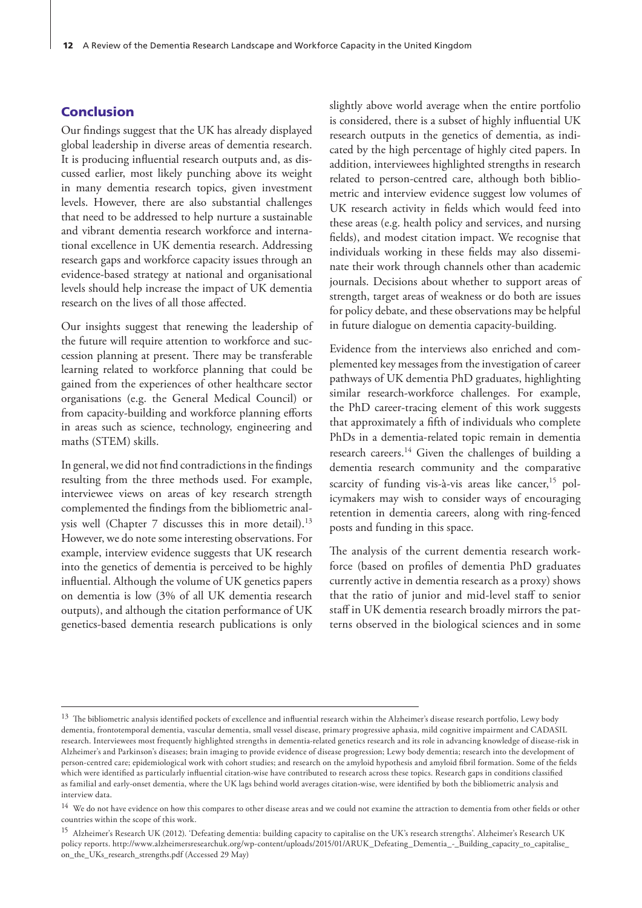## Conclusion

Our findings suggest that the UK has already displayed global leadership in diverse areas of dementia research. It is producing influential research outputs and, as discussed earlier, most likely punching above its weight in many dementia research topics, given investment levels. However, there are also substantial challenges that need to be addressed to help nurture a sustainable and vibrant dementia research workforce and international excellence in UK dementia research. Addressing research gaps and workforce capacity issues through an evidence-based strategy at national and organisational levels should help increase the impact of UK dementia research on the lives of all those affected.

Our insights suggest that renewing the leadership of the future will require attention to workforce and succession planning at present. There may be transferable learning related to workforce planning that could be gained from the experiences of other healthcare sector organisations (e.g. the General Medical Council) or from capacity-building and workforce planning efforts in areas such as science, technology, engineering and maths (STEM) skills.

In general, we did not find contradictions in the findings resulting from the three methods used. For example, interviewee views on areas of key research strength complemented the findings from the bibliometric analysis well (Chapter 7 discusses this in more detail).[13] However, we do note some interesting observations. For example, interview evidence suggests that UK research into the genetics of dementia is perceived to be highly influential. Although the volume of UK genetics papers on dementia is low (3% of all UK dementia research outputs), and although the citation performance of UK genetics-based dementia research publications is only slightly above world average when the entire portfolio is considered, there is a subset of highly influential UK research outputs in the genetics of dementia, as indicated by the high percentage of highly cited papers. In addition, interviewees highlighted strengths in research related to person-centred care, although both bibliometric and interview evidence suggest low volumes of UK research activity in fields which would feed into these areas (e.g. health policy and services, and nursing fields), and modest citation impact. We recognise that individuals working in these fields may also disseminate their work through channels other than academic journals. Decisions about whether to support areas of strength, target areas of weakness or do both are issues for policy debate, and these observations may be helpful in future dialogue on dementia capacity-building.

Evidence from the interviews also enriched and complemented key messages from the investigation of career pathways of UK dementia PhD graduates, highlighting similar research-workforce challenges. For example, the PhD career-tracing element of this work suggests that approximately a fifth of individuals who complete PhDs in a dementia-related topic remain in dementia research careers.[14] Given the challenges of building a dementia research community and the comparative scarcity of funding vis-à-vis areas like cancer,[15] policymakers may wish to consider ways of encouraging retention in dementia careers, along with ring-fenced posts and funding in this space.

The analysis of the current dementia research workforce (based on profiles of dementia PhD graduates currently active in dementia research as a proxy) shows that the ratio of junior and mid-level staff to senior staff in UK dementia research broadly mirrors the patterns observed in the biological sciences and in some

---

[13] The bibliometric analysis identified pockets of excellence and influential research within the Alzheimer's disease research portfolio, Lewy body dementia, frontotemporal dementia, vascular dementia, small vessel disease, primary progressive aphasia, mild cognitive impairment and CADASIL research. Interviewees most frequently highlighted strengths in dementia-related genetics research and its role in advancing knowledge of disease-risk in Alzheimer's and Parkinson's diseases; brain imaging to provide evidence of disease progression; Lewy body dementia; research into the development of person-centred care; epidemiological work with cohort studies; and research on the amyloid hypothesis and amyloid fibril formation. Some of the fields which were identified as particularly influential citation-wise have contributed to research across these topics. Research gaps in conditions classified as familial and early-onset dementia, where the UK lags behind world averages citation-wise, were identified by both the bibliometric analysis and interview data.

[14] We do not have evidence on how this compares to other disease areas and we could not examine the attraction to dementia from other fields or other countries within the scope of this work.

[15] Alzheimer's Research UK (2012). 'Defeating dementia: building capacity to capitalise on the UK's research strengths'. Alzheimer's Research UK policy reports. http://www.alzheimersresearchuk.org/wp-content/uploads/2015/01/ARUK_Defeating_Dementia_-_Building_capacity_to_capitalise_on_the_UKs_research_strengths.pdf (Accessed 29 May)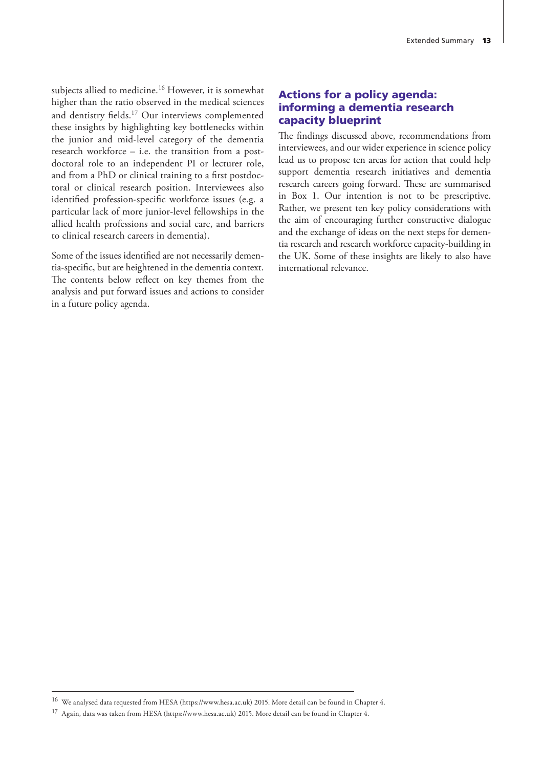subjects allied to medicine.[16] However, it is somewhat higher than the ratio observed in the medical sciences and dentistry fields.[17] Our interviews complemented these insights by highlighting key bottlenecks within the junior and mid-level category of the dementia research workforce – i.e. the transition from a postdoctoral role to an independent PI or lecturer role, and from a PhD or clinical training to a first postdoctoral or clinical research position. Interviewees also identified profession-specific workforce issues (e.g. a particular lack of more junior-level fellowships in the allied health professions and social care, and barriers to clinical research careers in dementia).

Some of the issues identified are not necessarily dementia-specific, but are heightened in the dementia context. The contents below reflect on key themes from the analysis and put forward issues and actions to consider in a future policy agenda.

## Actions for a policy agenda: informing a dementia research capacity blueprint

The findings discussed above, recommendations from interviewees, and our wider experience in science policy lead us to propose ten areas for action that could help support dementia research initiatives and dementia research careers going forward. These are summarised in Box 1. Our intention is not to be prescriptive. Rather, we present ten key policy considerations with the aim of encouraging further constructive dialogue and the exchange of ideas on the next steps for dementia research and research workforce capacity-building in the UK. Some of these insights are likely to also have international relevance.

---

[16] We analysed data requested from HESA (https://www.hesa.ac.uk) 2015. More detail can be found in Chapter 4.

[17] Again, data was taken from HESA (https://www.hesa.ac.uk) 2015. More detail can be found in Chapter 4.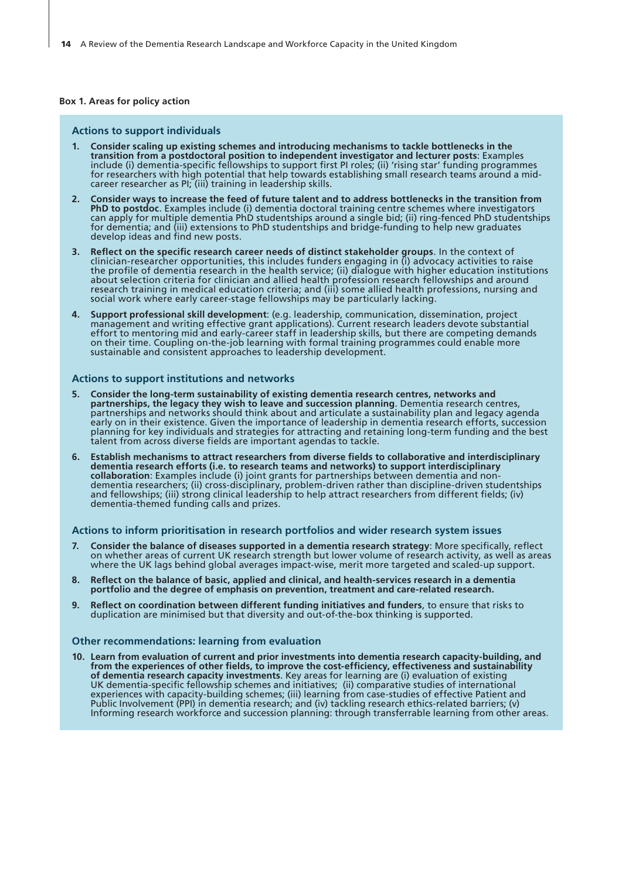**Box 1. Areas for policy action**

### Actions to support individuals

1. **Consider scaling up existing schemes and introducing mechanisms to tackle bottlenecks in the transition from a postdoctoral position to independent investigator and lecturer posts**: Examples include (i) dementia-specific fellowships to support first PI roles; (ii) 'rising star' funding programmes for researchers with high potential that help towards establishing small research teams around a mid-career researcher as PI; (iii) training in leadership skills.
2. **Consider ways to increase the feed of future talent and to address bottlenecks in the transition from PhD to postdoc**. Examples include (i) dementia doctoral training centre schemes where investigators can apply for multiple dementia PhD studentships around a single bid; (ii) ring-fenced PhD studentships for dementia; and (iii) extensions to PhD studentships and bridge-funding to help new graduates develop ideas and find new posts.
3. **Reflect on the specific research career needs of distinct stakeholder groups**. In the context of clinician-researcher opportunities, this includes funders engaging in (i) advocacy activities to raise the profile of dementia research in the health service; (ii) dialogue with higher education institutions about selection criteria for clinician and allied health profession research fellowships and around research training in medical education criteria; and (iii) some allied health professions, nursing and social work where early career-stage fellowships may be particularly lacking.
4. **Support professional skill development**: (e.g. leadership, communication, dissemination, project management and writing effective grant applications). Current research leaders devote substantial effort to mentoring mid and early-career staff in leadership skills, but there are competing demands on their time. Coupling on-the-job learning with formal training programmes could enable more sustainable and consistent approaches to leadership development.

### Actions to support institutions and networks

5. **Consider the long-term sustainability of existing dementia research centres, networks and partnerships, the legacy they wish to leave and succession planning**. Dementia research centres, partnerships and networks should think about and articulate a sustainability plan and legacy agenda early on in their existence. Given the importance of leadership in dementia research efforts, succession planning for key individuals and strategies for attracting and retaining long-term funding and the best talent from across diverse fields are important agendas to tackle.
6. **Establish mechanisms to attract researchers from diverse fields to collaborative and interdisciplinary dementia research efforts (i.e. to research teams and networks) to support interdisciplinary collaboration**: Examples include (i) joint grants for partnerships between dementia and non-dementia researchers; (ii) cross-disciplinary, problem-driven rather than discipline-driven studentships and fellowships; (iii) strong clinical leadership to help attract researchers from different fields; (iv) dementia-themed funding calls and prizes.

### Actions to inform prioritisation in research portfolios and wider research system issues

7. **Consider the balance of diseases supported in a dementia research strategy**: More specifically, reflect on whether areas of current UK research strength but lower volume of research activity, as well as areas where the UK lags behind global averages impact-wise, merit more targeted and scaled-up support.
8. **Reflect on the balance of basic, applied and clinical, and health-services research in a dementia portfolio and the degree of emphasis on prevention, treatment and care-related research.**
9. **Reflect on coordination between different funding initiatives and funders**, to ensure that risks to duplication are minimised but that diversity and out-of-the-box thinking is supported.

### Other recommendations: learning from evaluation

10. **Learn from evaluation of current and prior investments into dementia research capacity-building, and from the experiences of other fields, to improve the cost-efficiency, effectiveness and sustainability of dementia research capacity investments**. Key areas for learning are (i) evaluation of existing UK dementia-specific fellowship schemes and initiatives; (ii) comparative studies of international experiences with capacity-building schemes; (iii) learning from case-studies of effective Patient and Public Involvement (PPI) in dementia research; and (iv) tackling research ethics-related barriers; (v) Informing research workforce and succession planning: through transferrable learning from other areas.